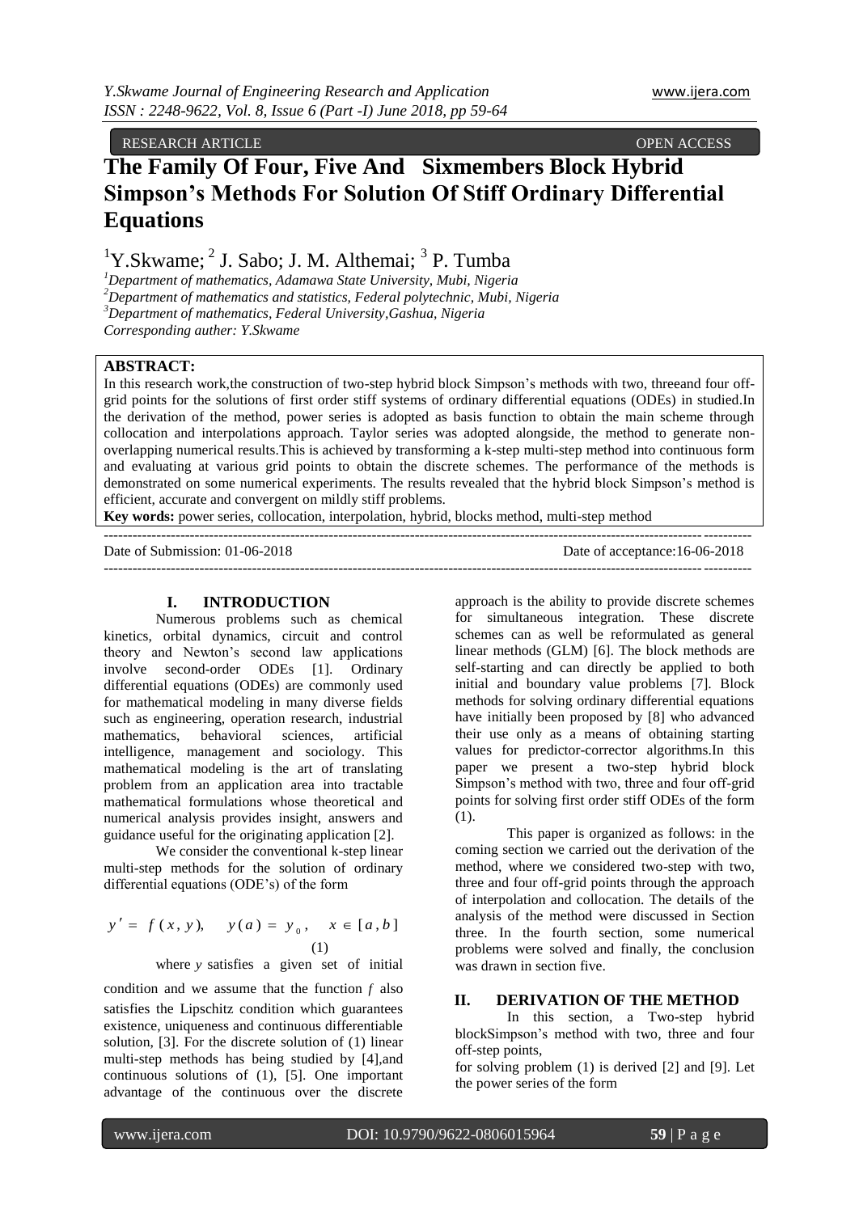RESEARCH ARTICLE OPEN ACCESS

# The Family Of Four, Five And Sixmembers Block Hybrid Simpson's Methods For Solution Of Stiff Ordinary Differential Equations

[1]Y.Skwame; [2] J. Sabo; J. M. Althemai; [3] P. Tumba

[1]*Department of mathematics, Adamawa State University, Mubi, Nigeria*
[2]*Department of mathematics and statistics, Federal polytechnic, Mubi, Nigeria*
[3]*Department of mathematics, Federal University,Gashua, Nigeria*
*Corresponding auther: Y.Skwame*

**ABSTRACT:**
In this research work,the construction of two-step hybrid block Simpson's methods with two, threeand four off-grid points for the solutions of first order stiff systems of ordinary differential equations (ODEs) in studied.In the derivation of the method, power series is adopted as basis function to obtain the main scheme through collocation and interpolations approach. Taylor series was adopted alongside, the method to generate non-overlapping numerical results.This is achieved by transforming a k-step multi-step method into continuous form and evaluating at various grid points to obtain the discrete schemes. The performance of the methods is demonstrated on some numerical experiments. The results revealed that the hybrid block Simpson's method is efficient, accurate and convergent on mildly stiff problems.

**Key words:** power series, collocation, interpolation, hybrid, blocks method, multi-step method

---

Date of Submission: 01-06-2018 Date of acceptance:16-06-2018

---

## I. INTRODUCTION

Numerous problems such as chemical kinetics, orbital dynamics, circuit and control theory and Newton's second law applications involve second-order ODEs [1]. Ordinary differential equations (ODEs) are commonly used for mathematical modeling in many diverse fields such as engineering, operation research, industrial mathematics, behavioral sciences, artificial intelligence, management and sociology. This mathematical modeling is the art of translating problem from an application area into tractable mathematical formulations whose theoretical and numerical analysis provides insight, answers and guidance useful for the originating application [2].

We consider the conventional k-step linear multi-step methods for the solution of ordinary differential equations (ODE's) of the form

$$y' = f(x, y), \quad y(a) = y_0, \quad x \in [a, b] \qquad (1)$$

where $y$ satisfies a given set of initial condition and we assume that the function $f$ also satisfies the Lipschitz condition which guarantees existence, uniqueness and continuous differentiable solution, [3]. For the discrete solution of (1) linear multi-step methods has being studied by [4],and continuous solutions of (1), [5]. One important advantage of the continuous over the discrete approach is the ability to provide discrete schemes for simultaneous integration. These discrete schemes can as well be reformulated as general linear methods (GLM) [6]. The block methods are self-starting and can directly be applied to both initial and boundary value problems [7]. Block methods for solving ordinary differential equations have initially been proposed by [8] who advanced their use only as a means of obtaining starting values for predictor-corrector algorithms.In this paper we present a two-step hybrid block Simpson's method with two, three and four off-grid points for solving first order stiff ODEs of the form (1).

This paper is organized as follows: in the coming section we carried out the derivation of the method, where we considered two-step with two, three and four off-grid points through the approach of interpolation and collocation. The details of the analysis of the method were discussed in Section three. In the fourth section, some numerical problems were solved and finally, the conclusion was drawn in section five.

## II. DERIVATION OF THE METHOD

In this section, a Two-step hybrid blockSimpson's method with two, three and four off-step points,

for solving problem (1) is derived [2] and [9]. Let the power series of the form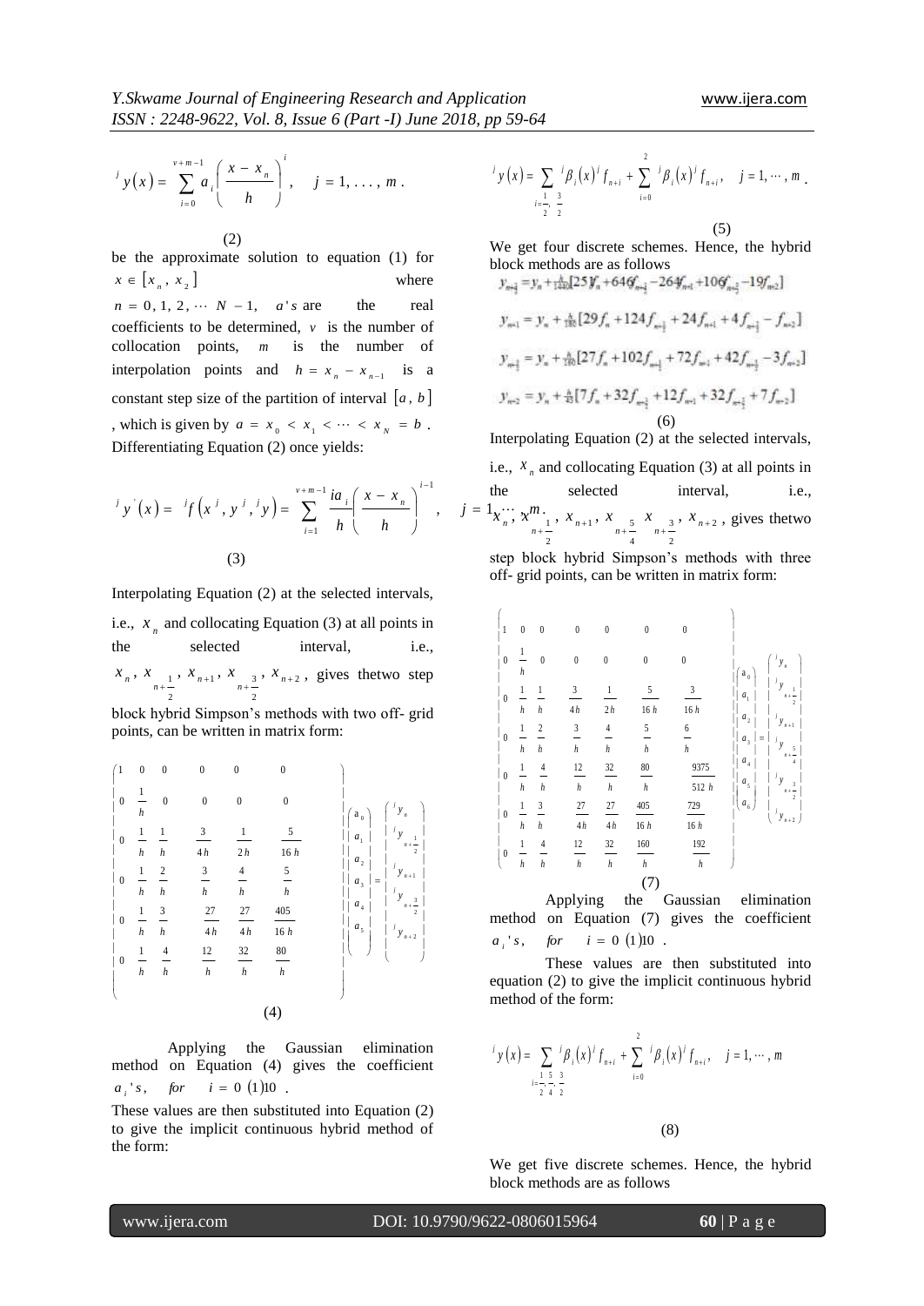$$ {}^{j}y(x) = \sum_{i=0}^{v+m-1} a_i \left( \frac{x - x_n}{h} \right)^i, \quad j = 1, \ldots, m. $$

(2)

be the approximate solution to equation (1) for $x \in [x_n, x_2]$ where $n = 0, 1, 2, \cdots N-1$, $a's$ are the real coefficients to be determined, $v$ is the number of collocation points, $m$ is the number of interpolation points and $h = x_n - x_{n-1}$ is a constant step size of the partition of interval $[a, b]$, which is given by $a = x_0 < x_1 < \cdots < x_N = b$. Differentiating Equation (2) once yields:

$$ {}^{j}y'(x) = {}^{j}f\left(x^j, y^j, {}^{j}y\right) = \sum_{i=1}^{v+m-1} \frac{ia_i}{h} \left( \frac{x - x_n}{h} \right)^{i-1}, \quad j = 1, \cdots, m. $$

(3)

Interpolating Equation (2) at the selected intervals, i.e., $x_n$ and collocating Equation (3) at all points in the selected interval, i.e., $x_n, x_{n+\frac{1}{2}}, x_{n+1}, x_{n+\frac{3}{2}}, x_{n+2}$, gives thetwo step block hybrid Simpson's methods with two off- grid points, can be written in matrix form:

$$ \begin{pmatrix} 1 & 0 & 0 & 0 & 0 & 0 \\ 0 & \frac{1}{h} & 0 & 0 & 0 & 0 \\ 0 & \frac{1}{h} & \frac{1}{h} & \frac{3}{4h} & \frac{1}{2h} & \frac{5}{16h} \\ 0 & \frac{1}{h} & \frac{2}{h} & \frac{3}{h} & \frac{4}{h} & \frac{5}{h} \\ 0 & \frac{1}{h} & \frac{3}{h} & \frac{27}{4h} & \frac{27}{4h} & \frac{405}{16h} \\ 0 & \frac{1}{h} & \frac{4}{h} & \frac{12}{h} & \frac{32}{h} & \frac{80}{h} \end{pmatrix} \begin{pmatrix} a_0 \\ a_1 \\ a_2 \\ a_3 \\ a_4 \\ a_5 \end{pmatrix} = \begin{pmatrix} {}^{j}y_n \\ {}^{j}y_{n+\frac{1}{2}} \\ {}^{j}y_{n+1} \\ {}^{j}y_{n+\frac{3}{2}} \\ {}^{j}y_{n+2} \end{pmatrix} $$

(4)

Applying the Gaussian elimination method on Equation (4) gives the coefficient $a_i's$, $for \quad i = 0\,(1)10$.

These values are then substituted into Equation (2) to give the implicit continuous hybrid method of the form:

$$ {}^{j}y(x) = \sum_{i=\frac{1}{2},\frac{3}{2}} {}^{j}\beta_i(x)\,{}^{j}f_{n+i} + \sum_{i=0}^{2} {}^{j}\beta_i(x)\,{}^{j}f_{n+i}, \quad j = 1, \cdots, m. $$

(5)

We get four discrete schemes. Hence, the hybrid block methods are as follows

$$ y_{n+\frac{1}{2}} = y_n + \tfrac{h}{1440}[251f_n + 646f_{n+\frac{1}{2}} - 264f_{n+1} + 106f_{n+\frac{3}{2}} - 19f_{n+2}] $$

$$ y_{n+1} = y_n + \tfrac{h}{180}[29f_n + 124f_{n+\frac{1}{2}} + 24f_{n+1} + 4f_{n+\frac{3}{2}} - f_{n+2}] $$

$$ y_{n+\frac{3}{2}} = y_n + \tfrac{h}{160}[27f_n + 102f_{n+\frac{1}{2}} + 72f_{n+1} + 42f_{n+\frac{3}{2}} - 3f_{n+2}] $$

$$ y_{n+2} = y_n + \tfrac{h}{45}[7f_n + 32f_{n+\frac{1}{2}} + 12f_{n+1} + 32f_{n+\frac{3}{2}} + 7f_{n+2}] $$

(6)

Interpolating Equation (2) at the selected intervals, i.e., $x_n$ and collocating Equation (3) at all points in the selected interval, i.e., $x_n, x_{n+\frac{1}{2}}, x_{n+1}, x_{n+\frac{5}{4}}, x_{n+\frac{3}{2}}, x_{n+2}$, gives thetwo step block hybrid Simpson's methods with three off- grid points, can be written in matrix form:

$$ \begin{pmatrix} 1 & 0 & 0 & 0 & 0 & 0 & 0 \\ 0 & \frac{1}{h} & 0 & 0 & 0 & 0 & 0 \\ 0 & \frac{1}{h} & \frac{1}{h} & \frac{3}{4h} & \frac{1}{2h} & \frac{5}{16h} & \frac{3}{16h} \\ 0 & \frac{1}{h} & \frac{2}{h} & \frac{3}{h} & \frac{4}{h} & \frac{5}{h} & \frac{6}{h} \\ 0 & \frac{1}{h} & \frac{4}{h} & \frac{12}{h} & \frac{32}{h} & \frac{80}{h} & \frac{9375}{512h} \\ 0 & \frac{1}{h} & \frac{3}{h} & \frac{27}{4h} & \frac{27}{4h} & \frac{405}{16h} & \frac{729}{16h} \\ 0 & \frac{1}{h} & \frac{4}{h} & \frac{12}{h} & \frac{32}{h} & \frac{160}{h} & \frac{192}{h} \end{pmatrix} \begin{pmatrix} a_0 \\ a_1 \\ a_2 \\ a_3 \\ a_4 \\ a_5 \\ a_6 \end{pmatrix} = \begin{pmatrix} {}^{j}y_n \\ {}^{j}y_{n+\frac{1}{2}} \\ {}^{j}y_{n+1} \\ {}^{j}y_{n+\frac{5}{4}} \\ {}^{j}y_{n+\frac{3}{2}} \\ {}^{j}y_{n+2} \end{pmatrix} $$

(7)

Applying the Gaussian elimination method on Equation (7) gives the coefficient $a_i's$, $for \quad i = 0\,(1)10$.

These values are then substituted into equation (2) to give the implicit continuous hybrid method of the form:

$$ {}^{j}y(x) = \sum_{i=\frac{1}{2},\frac{5}{4},\frac{3}{2}} {}^{j}\beta_i(x)\,{}^{j}f_{n+i} + \sum_{i=0}^{2} {}^{j}\beta_i(x)\,{}^{j}f_{n+i}, \quad j = 1, \cdots, m $$

(8)

We get five discrete schemes. Hence, the hybrid block methods are as follows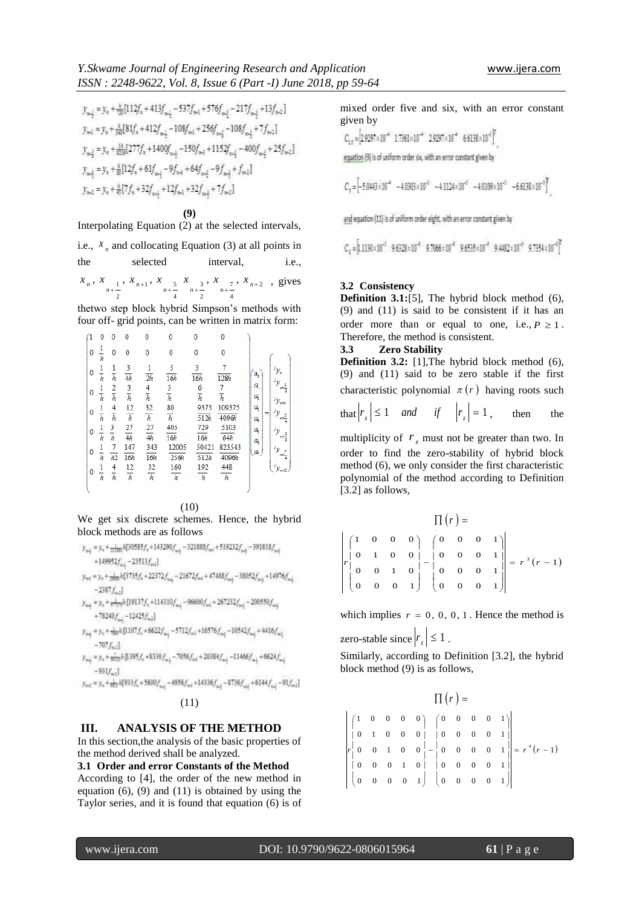$$y_{n+\frac{1}{2}} = y_n + \frac{h}{720}[112f_n + 413f_{n+\frac{1}{2}} - 537f_{n+1} + 576f_{n+\frac{3}{2}} - 217f_{n+\frac{3}{2}} + 13f_{n+2}]$$
$$y_{n+1} = y_n + \frac{h}{360}[81f_n + 412f_{n+\frac{1}{2}} - 108f_{n+1} + 256f_{n+\frac{3}{2}} - 108f_{n+\frac{3}{2}} + 7f_{n+2}]$$
$$y_{n+\frac{3}{2}} = y_n + \frac{5h}{8064}[277f_n + 1400f_{n+\frac{1}{2}} - 150f_{n+1} + 1152f_{n+\frac{3}{2}} - 400f_{n+\frac{3}{2}} + 25f_{n+2}]$$
$$y_{n+\frac{3}{2}} = y_n + \frac{h}{80}[12f_n + 61f_{n+\frac{1}{2}} - 9f_{n+1} + 64f_{n+\frac{3}{2}} - 9f_{n+\frac{3}{2}} + f_{n+2}]$$
$$y_{n+2} = y_n + \frac{h}{45}[7f_n + 32f_{n+\frac{1}{2}} + 12f_{n+1} + 32f_{n+\frac{3}{2}} + 7f_{n+2}]$$

**(9)**

Interpolating Equation (2) at the selected intervals, i.e., $x_n$ and collocating Equation (3) at all points in the selected interval, i.e., $x_n, x_{n+\frac{1}{2}}, x_{n+1}, x_{n+\frac{5}{4}}, x_{n+\frac{3}{2}}, x_{n+\frac{7}{4}}, x_{n+2}$, gives thetwo step block hybrid Simpson's methods with four off- grid points, can be written in matrix form:

$$\begin{pmatrix} 1 & 0 & 0 & 0 & 0 & 0 & 0 & 0 \\ 0 & \frac{1}{h} & 0 & 0 & 0 & 0 & 0 & 0 \\ 0 & \frac{1}{h} & \frac{1}{h} & \frac{3}{4h} & \frac{1}{2h} & \frac{5}{16h} & \frac{3}{16h} & \frac{7}{128h} \\ 0 & \frac{1}{h} & \frac{2}{h} & \frac{3}{h} & \frac{4}{h} & \frac{5}{h} & \frac{6}{h} & \frac{7}{h} \\ 0 & \frac{1}{h} & \frac{4}{h} & \frac{12}{h} & \frac{32}{h} & \frac{80}{h} & \frac{9375}{512h} & \frac{109375}{4096h} \\ 0 & \frac{1}{h} & \frac{3}{h} & \frac{27}{4h} & \frac{27}{4h} & \frac{405}{16h} & \frac{729}{16h} & \frac{5103}{64h} \\ 0 & \frac{1}{h} & \frac{7}{h2} & \frac{147}{16h} & \frac{343}{16h} & \frac{12005}{256h} & \frac{50421}{512h} & \frac{823543}{4096h} \\ 0 & \frac{1}{h} & \frac{4}{h} & \frac{12}{h} & \frac{32}{h} & \frac{160}{h} & \frac{192}{h} & \frac{448}{h} \end{pmatrix} \begin{pmatrix} a_0 \\ a_1 \\ a_2 \\ a_3 \\ a_4 \\ a_5 \\ a_6 \\ a_7 \end{pmatrix} = \begin{pmatrix} y_n \\ y'_{n+\frac{1}{2}} \\ y'_{n+1} \\ y'_{n+\frac{5}{4}} \\ y'_{n+\frac{3}{2}} \\ y'_{n+\frac{7}{4}} \\ y'_{n+2} \end{pmatrix}$$

(10)

We get six discrete schemes. Hence, the hybrid block methods are as follows

$$y_{n+\frac{1}{2}} = y_n + \frac{1}{221184}h[30585f_n + 143290f_{n+\frac{1}{2}} - 321888f_{n+1} + 519232f_{n+\frac{5}{4}} - 391818f_{n+\frac{3}{2}} + 149952f_{n+\frac{7}{4}} - 23513f_{n+2}]$$
$$y_{n+1} = y_n + \frac{1}{20160}h[3735f_n + 22372f_{n+\frac{1}{2}} - 21672f_{n+1} + 47488f_{n+\frac{5}{4}} - 38052f_{n+\frac{3}{2}} + 14976f_{n+\frac{7}{4}} - 2387f_{n+2}]$$
$$y_{n+\frac{5}{4}} = y_n + \frac{1}{172032}h[19137f_n + 114310f_{n+\frac{1}{2}} - 96600f_{n+1} + 267232f_{n+\frac{5}{4}} - 200550f_{n+\frac{3}{2}} + 78240f_{n+\frac{7}{4}} - 12425f_{n+2}]$$
$$y_{n+\frac{3}{2}} = y_n + \frac{1}{4480}h[1107f_n + 6622f_{n+\frac{1}{2}} - 5712f_{n+1} + 16576f_{n+\frac{5}{4}} - 10542f_{n+\frac{3}{2}} + 4416f_{n+\frac{7}{4}} - 707f_{n+2}]$$
$$y_{n+\frac{7}{4}} = y_n + \frac{1}{6}h[1395f_n + 8330f_{n+\frac{1}{2}} - 7056f_{n+1} + 20384f_{n+\frac{5}{4}} - 11466f_{n+\frac{3}{2}} + 6624f_{n+\frac{7}{4}} - 931f_{n+2}]$$
$$y_{n+2} = y_n + \frac{1}{315}h[933f_n + 5600f_{n+\frac{1}{2}} - 4956f_{n+1} + 14336f_{n+\frac{5}{4}} - 8736f_{n+\frac{3}{2}} + 6144f_{n+\frac{7}{4}} - 91f_{n+2}]$$

(11)

## III. ANALYSIS OF THE METHOD

In this section,the analysis of the basic properties of the method derived shall be analyzed.

### 3.1 Order and error Constants of the Method

According to [4], the order of the new method in equation (6), (9) and (11) is obtained by using the Taylor series, and it is found that equation (6) is of mixed order five and six, with an error constant given by

$$C_{5,6} = \left[2.9297\times10^{-4} \quad 1.7361\times10^{-4} \quad 2.9297\times10^{-4} \quad 6.6138\times10^{-5}\right]^T,$$

equation (9) is of uniform order six, with an error constant given by

$$C_6 = \left[-5.0443\times10^{-4} \quad -4.0303\times10^{-5} \quad -4.1124\times10^{-5} \quad -4.0109\times10^{-5} \quad -6.6138\times10^{-5}\right]^T,$$

and equation (11) is of uniform order eight, with an error constant given by

$$C_8 = \left[1.1130\times10^{-5} \quad 9.6328\times10^{-6} \quad 9.7066\times10^{-6} \quad 9.6535\times10^{-6} \quad 9.4482\times10^{-6} \quad 9.7354\times10^{-6}\right]^T$$

### 3.2 Consistency

**Definition 3.1:**[5], The hybrid block method (6), (9) and (11) is said to be consistent if it has an order more than or equal to one, i.e., $P \geq 1$. Therefore, the method is consistent.

### 3.3 Zero Stability

**Definition 3.2:** [1],The hybrid block method (6), (9) and (11) said to be zero stable if the first characteristic polynomial $\pi(r)$ having roots such that $|r_z| \leq 1$ *and if* $|r_z| = 1$, then the multiplicity of $r_z$ must not be greater than two. In order to find the zero-stability of hybrid block method (6), we only consider the first characteristic polynomial of the method according to Definition [3.2] as follows,

$$\prod(r) = \left| r\begin{pmatrix} 1 & 0 & 0 & 0 \\ 0 & 1 & 0 & 0 \\ 0 & 0 & 1 & 0 \\ 0 & 0 & 0 & 1 \end{pmatrix} - \begin{pmatrix} 0 & 0 & 0 & 1 \\ 0 & 0 & 0 & 1 \\ 0 & 0 & 0 & 1 \\ 0 & 0 & 0 & 1 \end{pmatrix} \right| = r^3(r-1)$$

which implies $r = 0, 0, 0, 1$. Hence the method is zero-stable since $|r_z| \leq 1$.

Similarly, according to Definition [3.2], the hybrid block method (9) is as follows,

$$\prod(r) = \left| r\begin{pmatrix} 1 & 0 & 0 & 0 & 0 \\ 0 & 1 & 0 & 0 & 0 \\ 0 & 0 & 1 & 0 & 0 \\ 0 & 0 & 0 & 1 & 0 \\ 0 & 0 & 0 & 0 & 1 \end{pmatrix} - \begin{pmatrix} 0 & 0 & 0 & 0 & 1 \\ 0 & 0 & 0 & 0 & 1 \\ 0 & 0 & 0 & 0 & 1 \\ 0 & 0 & 0 & 0 & 1 \\ 0 & 0 & 0 & 0 & 1 \end{pmatrix} \right| = r^4(r-1)$$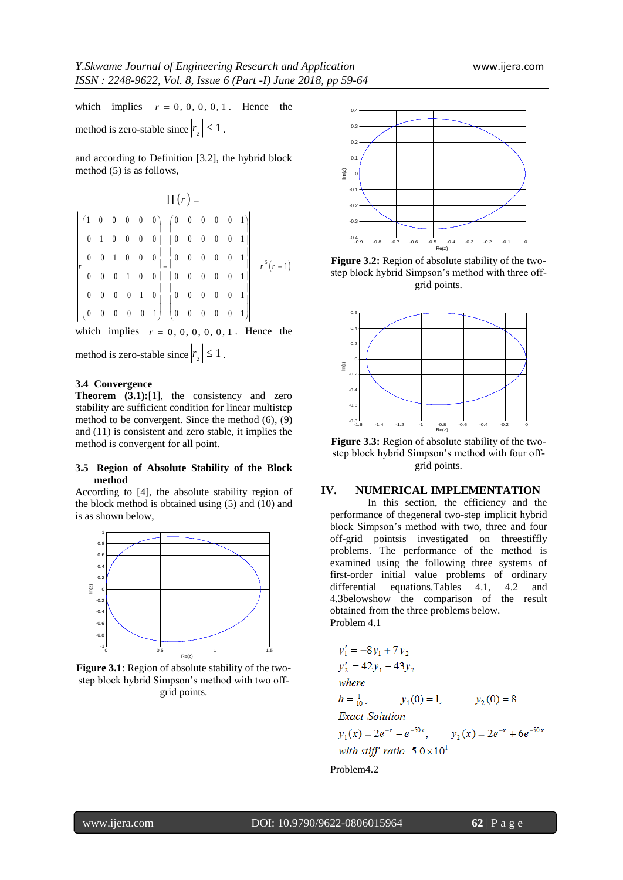which implies $r = 0, 0, 0, 0, 1$. Hence the method is zero-stable since $|r_z| \leq 1$.

and according to Definition [3.2], the hybrid block method (5) is as follows,

$$\prod(r) = \left| r\begin{pmatrix} 1 & 0 & 0 & 0 & 0 & 0 \\ 0 & 1 & 0 & 0 & 0 & 0 \\ 0 & 0 & 1 & 0 & 0 & 0 \\ 0 & 0 & 0 & 1 & 0 & 0 \\ 0 & 0 & 0 & 0 & 1 & 0 \\ 0 & 0 & 0 & 0 & 0 & 1 \end{pmatrix} - \begin{pmatrix} 0 & 0 & 0 & 0 & 0 & 1 \\ 0 & 0 & 0 & 0 & 0 & 1 \\ 0 & 0 & 0 & 0 & 0 & 1 \\ 0 & 0 & 0 & 0 & 0 & 1 \\ 0 & 0 & 0 & 0 & 0 & 1 \\ 0 & 0 & 0 & 0 & 0 & 1 \end{pmatrix} \right| = r^5(r-1)$$

which implies $r = 0, 0, 0, 0, 0, 1$. Hence the method is zero-stable since $|r_z| \leq 1$.

### 3.4 Convergence

**Theorem (3.1):**[1], the consistency and zero stability are sufficient condition for linear multistep method to be convergent. Since the method (6), (9) and (11) is consistent and zero stable, it implies the method is convergent for all point.

### 3.5 Region of Absolute Stability of the Block method

According to [4], the absolute stability region of the block method is obtained using (5) and (10) and is as shown below,

Im(z)
Re(z)
1
0.8
0.6
0.4
0.2
0
-0.2
-0.4
-0.6
-0.8
-1
0
0.5
1
1.5

**Figure 3.1**: Region of absolute stability of the two-step block hybrid Simpson's method with two off-grid points.

Im(z)
Re(z)
0.4
0.3
0.2
0.1
0
-0.1
-0.2
-0.3
-0.4
-0.9
-0.8
-0.7
-0.6
-0.5
-0.4
-0.3
-0.2
-0.1
0

**Figure 3.2:** Region of absolute stability of the two-step block hybrid Simpson's method with three off-grid points.

Im(z)
Re(z)
0.6
0.4
0.2
0
-0.2
-0.4
-0.6
-0.8
-1.6
-1.4
-1.2
-1
-0.8
-0.6
-0.4
-0.2
0

**Figure 3.3:** Region of absolute stability of the two-step block hybrid Simpson's method with four off-grid points.

## IV. NUMERICAL IMPLEMENTATION

In this section, the efficiency and the performance of thegeneral two-step implicit hybrid block Simpson's method with two, three and four off-grid pointsis investigated on threestiffly problems. The performance of the method is examined using the following three systems of first-order initial value problems of ordinary differential equations.Tables 4.1, 4.2 and 4.3belowshow the comparison of the result obtained from the three problems below.

Problem 4.1

$$y_1' = -8y_1 + 7y_2$$
$$y_2' = 42y_1 - 43y_2$$

*where*

$$h = \tfrac{1}{10}, \qquad y_1(0) = 1, \qquad y_2(0) = 8$$

*Exact Solution*

$$y_1(x) = 2e^{-x} - e^{-50x}, \qquad y_2(x) = 2e^{-x} + 6e^{-50x}$$

*with stiff ratio* $5.0 \times 10^1$

Problem4.2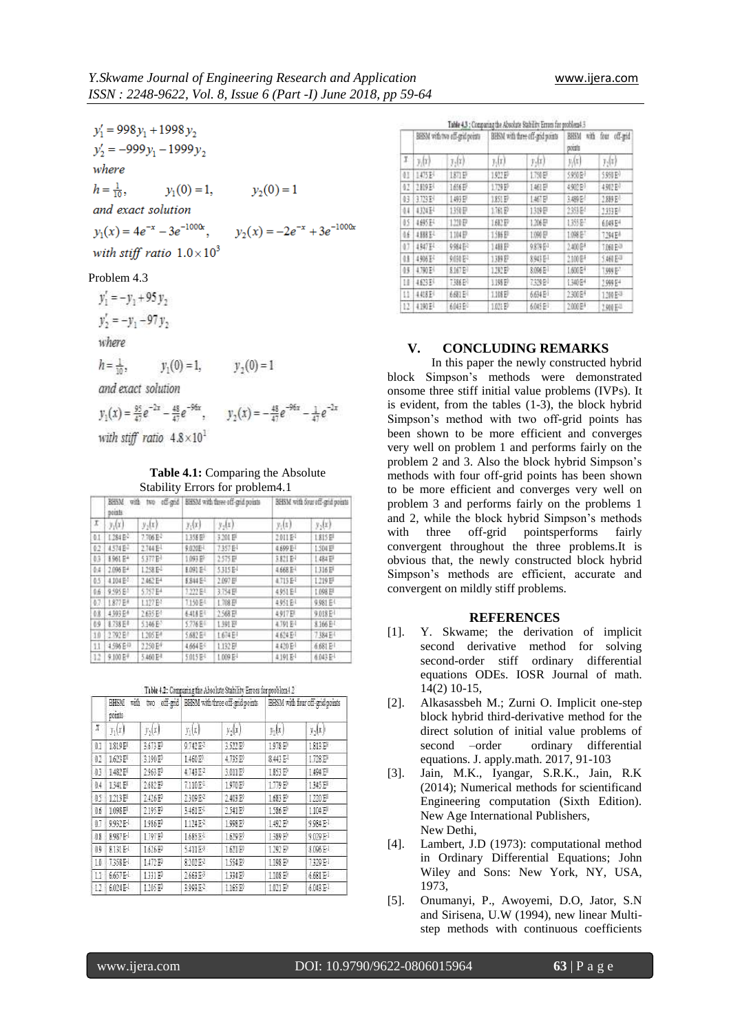$$y_1' = 998y_1 + 1998y_2$$
$$y_2' = -999y_1 - 1999y_2$$

*where*

$$h = \tfrac{1}{10}, \qquad y_1(0) = 1, \qquad y_2(0) = 1$$

*and exact solution*

$$y_1(x) = 4e^{-x} - 3e^{-1000x}, \qquad y_2(x) = -2e^{-x} + 3e^{-1000x}$$

*with stiff ratio* $1.0 \times 10^3$

Problem 4.3

$$y_1' = -y_1 + 95y_2$$
$$y_2' = -y_1 - 97y_2$$

*where*

$$h = \tfrac{1}{10}, \qquad y_1(0) = 1, \qquad y_2(0) = 1$$

*and exact solution*

$$y_1(x) = \tfrac{95}{47}e^{-2x} - \tfrac{48}{47}e^{-96x}, \qquad y_2(x) = -\tfrac{48}{47}e^{-96x} - \tfrac{1}{47}e^{-2x}$$

*with stiff ratio* $4.8 \times 10^1$

**Table 4.1:** Comparing the Absolute Stability Errors for problem4.1

| x | BHSM with two off-grid points $y_1(x)$ | $y_2(x)$ | BHSM with three off-grid points $y_1(x)$ | $y_2(x)$ | BHSM with four off-grid points $y_1(x)$ | $y_2(x)$ |
|---|---|---|---|---|---|---|
| 0.1 | 1.284E-2 | 7.706E-2 | 1.358E0 | 3.201E0 | 2.011E-1 | 1.815E0 |
| 0.2 | 4.574E-2 | 2.744E-1 | 9.020E-1 | 7.357E-1 | 4.699E-1 | 1.504E0 |
| 0.3 | 8.961E-4 | 5.377E-3 | 1.093E0 | 2.575E0 | 3.821E-1 | 1.484E0 |
| 0.4 | 2.096E-4 | 1.258E-3 | 8.091E-1 | 5.315E-1 | 4.668E-1 | 1.316E0 |
| 0.5 | 4.104E-5 | 2.462E-4 | 8.844E-1 | 2.097E0 | 4.715E-1 | 1.219E0 |
| 0.6 | 9.595E-6 | 5.757E-5 | 7.222E-1 | 3.754E0 | 4.951E-1 | 1.098E0 |
| 0.7 | 1.877E-6 | 1.127E-5 | 7.150E-1 | 1.708E0 | 4.951E-1 | 9.981E-1 |
| 0.8 | 4.393E-7 | 2.635E-6 | 6.418E-1 | 2.568E0 | 4.917E0 | 9.018E-1 |
| 0.9 | 8.738E-8 | 5.146E-7 | 5.776E-1 | 1.391E0 | 4.791E-1 | 8.166E-1 |
| 1.0 | 2.792E-8 | 1.205E-8 | 5.682E-1 | 1.674E-1 | 4.624E-1 | 7.384E-1 |
| 1.1 | 4.596E-10 | 2.250E-9 | 4.664E-1 | 1.132E0 | 4.420E-1 | 6.681E-1 |
| 1.2 | 9.100E-9 | 5.460E-8 | 5.015E-1 | 1.009E-1 | 4.191E-1 | 6.043E-1 |

Table 4.2: Comparing the Absolute Stability Errors for problem4.2

| x | BHSM with two off-grid points $y_1(x)$ | $y_2(x)$ | BHSM with three off-grid points $y_1(x)$ | $y_2(x)$ | BHSM with four off-grid points $y_1(x)$ | $y_2(x)$ |
|---|---|---|---|---|---|---|
| 0.1 | 1.819E0 | 3.673E0 | 9.742E-2 | 3.522E0 | 1.978E0 | 1.815E0 |
| 0.2 | 1.623E0 | 3.190E0 | 1.460E0 | 4.735E0 | 8.443E-2 | 1.728E0 |
| 0.3 | 1.482E0 | 2.963E0 | 4.743E-2 | 3.011E0 | 1.853E0 | 1.494E0 |
| 0.4 | 1.341E0 | 2.682E0 | 7.110E-2 | 1.970E0 | 1.779E0 | 1.345E0 |
| 0.5 | 1.213E0 | 2.426E0 | 2.309E-2 | 2.403E0 | 1.683E0 | 1.220E0 |
| 0.6 | 1.098E0 | 2.195E0 | 5.461E-2 | 2.541E0 | 1.586E0 | 1.104E0 |
| 0.7 | 9.932E-1 | 1.986E0 | 1.124E-2 | 1.998E0 | 1.482E0 | 9.984E-1 |
| 0.8 | 8.987E-1 | 1.797E0 | 1.685E-2 | 1.629E0 | 1.389E0 | 9.029E-1 |
| 0.9 | 8.131E-1 | 1.616E0 | 5.411E-3 | 1.621E0 | 1.292E0 | 8.096E-1 |
| 1.0 | 7.358E-1 | 1.472E0 | 8.302E-2 | 1.554E0 | 1.198E0 | 7.329E-1 |
| 1.1 | 6.657E-1 | 1.331E0 | 2.663E-3 | 1.334E0 | 1.108E0 | 6.681E-1 |
| 1.2 | 6.024E-1 | 1.205E0 | 3.993E-2 | 1.165E0 | 1.021E0 | 6.043E-1 |

Table 4.3 : Comparing the Absolute Stability Errors for problem4.3

| x | BHSM with two off-grid points $y_1(x)$ | $y_2(x)$ | BHSM with three off-grid points $y_1(x)$ | $y_2(x)$ | BHSM with four off-grid points $y_1(x)$ | $y_2(x)$ |
|---|---|---|---|---|---|---|
| 0.1 | 1.475E-1 | 1.871E0 | 1.922E0 | 1.750E0 | 5.950E-1 | 5.950E0 |
| 0.2 | 2.819E-1 | 1.656E0 | 1.729E0 | 1.461E0 | 4.902E-1 | 4.902E0 |
| 0.3 | 3.723E-1 | 1.493E0 | 1.851E0 | 1.467E0 | 3.489E-1 | 2.889E0 |
| 0.4 | 4.324E-1 | 1.350E0 | 1.761E0 | 1.319E0 | 2.353E-1 | 2.333E0 |
| 0.5 | 4.695E-1 | 1.220E0 | 1.682E0 | 1.206E0 | 1.355E-1 | 6.049E-4 |
| 0.6 | 4.888E-1 | 1.104E0 | 1.586E0 | 1.090E0 | 1.098E-1 | 7.294E-6 |
| 0.7 | 4.947E-1 | 9.984E-1 | 1.488E0 | 9.879E-1 | 2.400E-8 | 7.060E-10 |
| 0.8 | 4.906E-1 | 9.030E-1 | 1.389E0 | 8.943E-1 | 2.100E-8 | 5.460E-13 |
| 0.9 | 4.790E-1 | 8.167E-1 | 1.292E0 | 8.096E-1 | 1.600E-8 | 1.999E-7 |
| 1.0 | 4.623E-1 | 7.386E-1 | 1.198E0 | 7.329E-1 | 1.340E-8 | 2.999E-4 |
| 1.1 | 4.418E-1 | 6.681E-1 | 1.108E0 | 6.634E-1 | 2.300E-8 | 1.200E-3 |
| 1.2 | 4.190E-1 | 6.043E-1 | 1.021E0 | 6.045E-1 | 2.000E-8 | 2.900E-11 |

## V. CONCLUDING REMARKS

In this paper the newly constructed hybrid block Simpson's methods were demonstrated onsome three stiff initial value problems (IVPs). It is evident, from the tables (1-3), the block hybrid Simpson's method with two off-grid points has been shown to be more efficient and converges very well on problem 1 and performs fairly on the problem 2 and 3. Also the block hybrid Simpson's methods with four off-grid points has been shown to be more efficient and converges very well on problem 3 and performs fairly on the problems 1 and 2, while the block hybrid Simpson's methods with three off-grid pointsperforms fairly convergent throughout the three problems.It is obvious that, the newly constructed block hybrid Simpson's methods are efficient, accurate and convergent on mildly stiff problems.

## REFERENCES

[1]. Y. Skwame; the derivation of implicit second derivative method for solving second-order stiff ordinary differential equations ODEs. IOSR Journal of math. 14(2) 10-15,

[2]. Alkasassbeh M.; Zurni O. Implicit one-step block hybrid third-derivative method for the direct solution of initial value problems of second –order ordinary differential equations. J. apply.math. 2017, 91-103

[3]. Jain, M.K., Iyangar, S.R.K., Jain, R.K (2014); Numerical methods for scientificand Engineering computation (Sixth Edition). New Age International Publishers, New Dethi,

[4]. Lambert, J.D (1973): computational method in Ordinary Differential Equations; John Wiley and Sons: New York, NY, USA, 1973,

[5]. Onumanyi, P., Awoyemi, D.O, Jator, S.N and Sirisena, U.W (1994), new linear Multi-step methods with continuous coefficients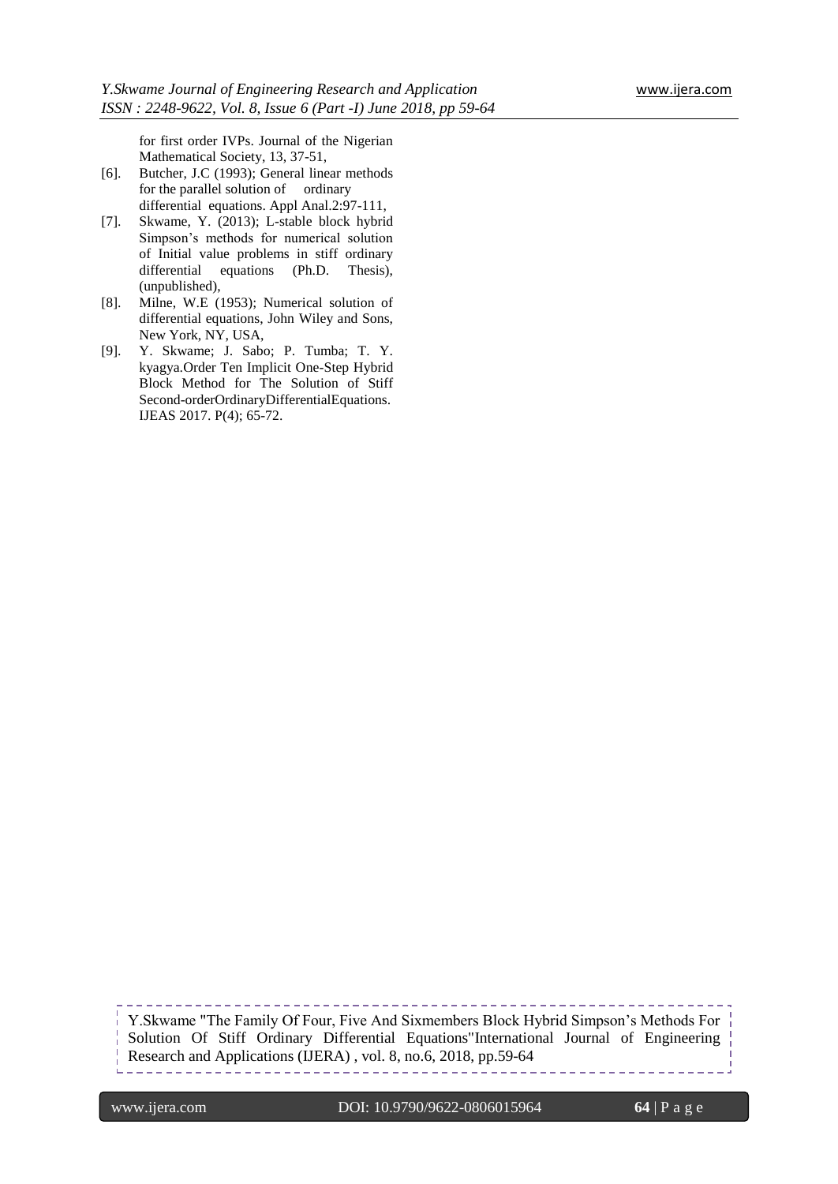for first order IVPs. Journal of the Nigerian Mathematical Society, 13, 37-51,

[6]. Butcher, J.C (1993); General linear methods for the parallel solution of ordinary differential equations. Appl Anal.2:97-111,

[7]. Skwame, Y. (2013); L-stable block hybrid Simpson's methods for numerical solution of Initial value problems in stiff ordinary differential equations (Ph.D. Thesis), (unpublished),

[8]. Milne, W.E (1953); Numerical solution of differential equations, John Wiley and Sons, New York, NY, USA,

[9]. Y. Skwame; J. Sabo; P. Tumba; T. Y. kyagya.Order Ten Implicit One-Step Hybrid Block Method for The Solution of Stiff Second-orderOrdinaryDifferentialEquations. IJEAS 2017. P(4); 65-72.

Y.Skwame "The Family Of Four, Five And Sixmembers Block Hybrid Simpson's Methods For Solution Of Stiff Ordinary Differential Equations"International Journal of Engineering Research and Applications (IJERA) , vol. 8, no.6, 2018, pp.59-64